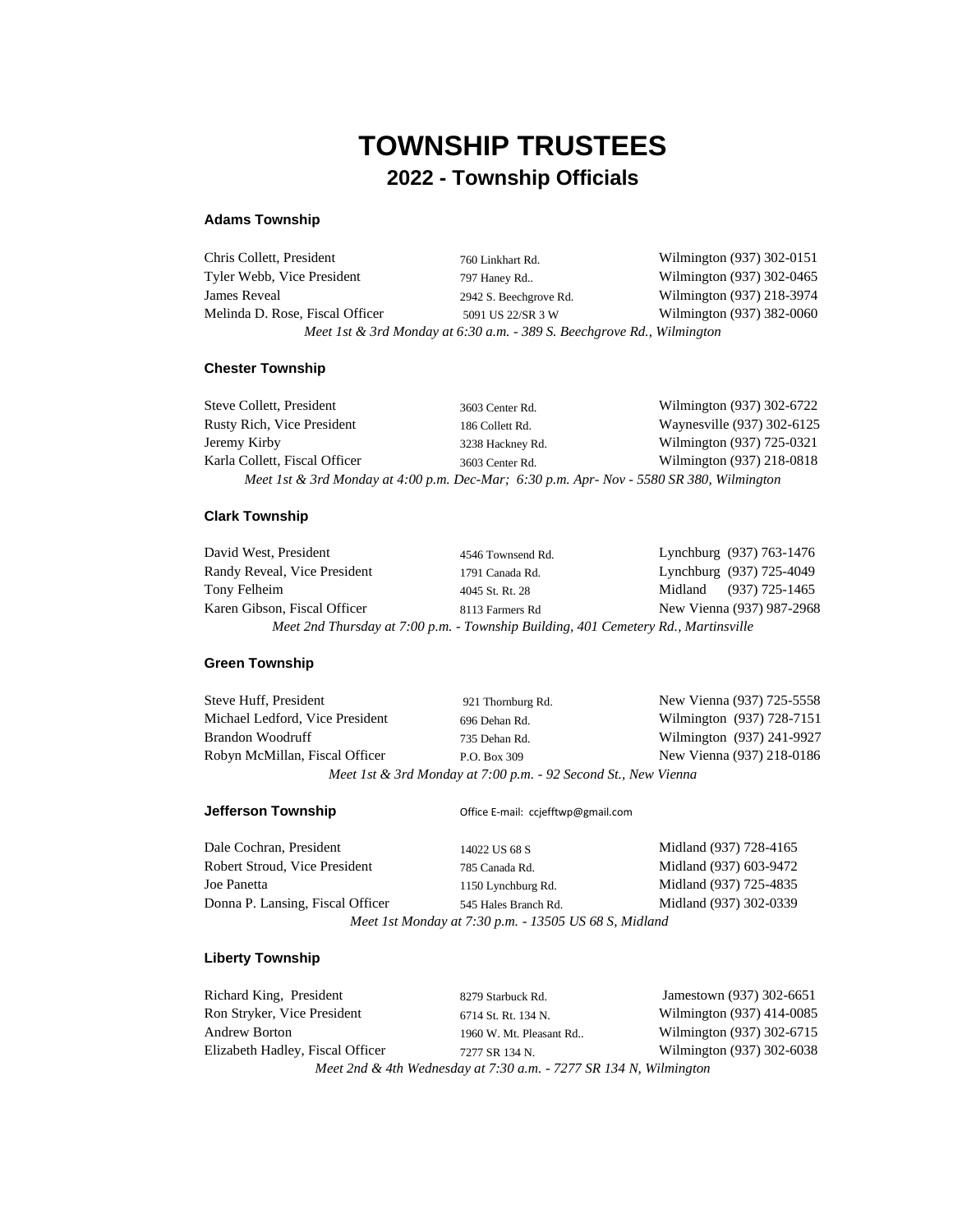# TOWNSHIP TRUSTEES

## 2022 - Township Officials

### Adams Township

| | | |
|---|---|---|
| Chris Collett, President | 760 Linkhart Rd. | Wilmington (937) 302-0151 |
| Tyler Webb, Vice President | 797 Haney Rd.. | Wilmington (937) 302-0465 |
| James Reveal | 2942 S. Beechgrove Rd. | Wilmington (937) 218-3974 |
| Melinda D. Rose, Fiscal Officer | 5091 US 22/SR 3 W | Wilmington (937) 382-0060 |

*Meet 1st & 3rd Monday at 6:30 a.m. - 389 S. Beechgrove Rd., Wilmington*

### Chester Township

| | | |
|---|---|---|
| Steve Collett, President | 3603 Center Rd. | Wilmington (937) 302-6722 |
| Rusty Rich, Vice President | 186 Collett Rd. | Waynesville (937) 302-6125 |
| Jeremy Kirby | 3238 Hackney Rd. | Wilmington (937) 725-0321 |
| Karla Collett, Fiscal Officer | 3603 Center Rd. | Wilmington (937) 218-0818 |

*Meet 1st & 3rd Monday at 4:00 p.m. Dec-Mar; 6:30 p.m. Apr- Nov - 5580 SR 380, Wilmington*

### Clark Township

| | | |
|---|---|---|
| David West, President | 4546 Townsend Rd. | Lynchburg (937) 763-1476 |
| Randy Reveal, Vice President | 1791 Canada Rd. | Lynchburg (937) 725-4049 |
| Tony Felheim | 4045 St. Rt. 28 | Midland (937) 725-1465 |
| Karen Gibson, Fiscal Officer | 8113 Farmers Rd | New Vienna (937) 987-2968 |

*Meet 2nd Thursday at 7:00 p.m. - Township Building, 401 Cemetery Rd., Martinsville*

### Green Township

| | | |
|---|---|---|
| Steve Huff, President | 921 Thornburg Rd. | New Vienna (937) 725-5558 |
| Michael Ledford, Vice President | 696 Dehan Rd. | Wilmington (937) 728-7151 |
| Brandon Woodruff | 735 Dehan Rd. | Wilmington (937) 241-9927 |
| Robyn McMillan, Fiscal Officer | P.O. Box 309 | New Vienna (937) 218-0186 |

*Meet 1st & 3rd Monday at 7:00 p.m. - 92 Second St., New Vienna*

### Jefferson Township

Office E-mail: ccjefftwp@gmail.com

| | | |
|---|---|---|
| Dale Cochran, President | 14022 US 68 S | Midland (937) 728-4165 |
| Robert Stroud, Vice President | 785 Canada Rd. | Midland (937) 603-9472 |
| Joe Panetta | 1150 Lynchburg Rd. | Midland (937) 725-4835 |
| Donna P. Lansing, Fiscal Officer | 545 Hales Branch Rd. | Midland (937) 302-0339 |

*Meet 1st Monday at 7:30 p.m. - 13505 US 68 S, Midland*

### Liberty Township

| | | |
|---|---|---|
| Richard King, President | 8279 Starbuck Rd. | Jamestown (937) 302-6651 |
| Ron Stryker, Vice President | 6714 St. Rt. 134 N. | Wilmington (937) 414-0085 |
| Andrew Borton | 1960 W. Mt. Pleasant Rd.. | Wilmington (937) 302-6715 |
| Elizabeth Hadley, Fiscal Officer | 7277 SR 134 N. | Wilmington (937) 302-6038 |

*Meet 2nd & 4th Wednesday at 7:30 a.m. - 7277 SR 134 N, Wilmington*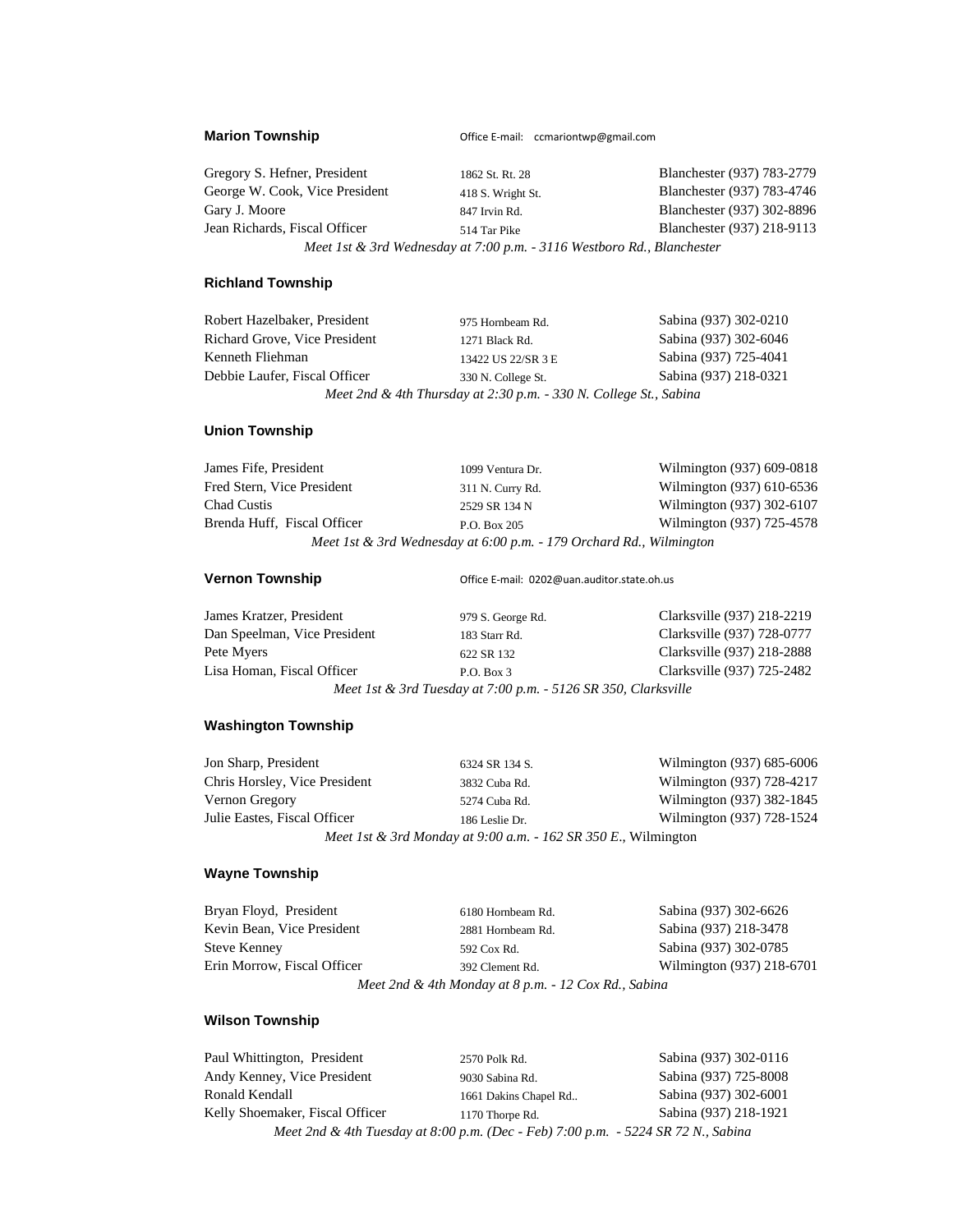### Marion Township

Office E-mail: ccmariontwp@gmail.com

| | | |
|---|---|---|
| Gregory S. Hefner, President | 1862 St. Rt. 28 | Blanchester (937) 783-2779 |
| George W. Cook, Vice President | 418 S. Wright St. | Blanchester (937) 783-4746 |
| Gary J. Moore | 847 Irvin Rd. | Blanchester (937) 302-8896 |
| Jean Richards, Fiscal Officer | 514 Tar Pike | Blanchester (937) 218-9113 |

*Meet 1st & 3rd Wednesday at 7:00 p.m. - 3116 Westboro Rd., Blanchester*

### Richland Township

| | | |
|---|---|---|
| Robert Hazelbaker, President | 975 Hornbeam Rd. | Sabina (937) 302-0210 |
| Richard Grove, Vice President | 1271 Black Rd. | Sabina (937) 302-6046 |
| Kenneth Fliehman | 13422 US 22/SR 3 E | Sabina (937) 725-4041 |
| Debbie Laufer, Fiscal Officer | 330 N. College St. | Sabina (937) 218-0321 |

*Meet 2nd & 4th Thursday at 2:30 p.m. - 330 N. College St., Sabina*

### Union Township

| | | |
|---|---|---|
| James Fife, President | 1099 Ventura Dr. | Wilmington (937) 609-0818 |
| Fred Stern, Vice President | 311 N. Curry Rd. | Wilmington (937) 610-6536 |
| Chad Custis | 2529 SR 134 N | Wilmington (937) 302-6107 |
| Brenda Huff, Fiscal Officer | P.O. Box 205 | Wilmington (937) 725-4578 |

*Meet 1st & 3rd Wednesday at 6:00 p.m. - 179 Orchard Rd., Wilmington*

### Vernon Township

Office E-mail: 0202@uan.auditor.state.oh.us

| | | |
|---|---|---|
| James Kratzer, President | 979 S. George Rd. | Clarksville (937) 218-2219 |
| Dan Speelman, Vice President | 183 Starr Rd. | Clarksville (937) 728-0777 |
| Pete Myers | 622 SR 132 | Clarksville (937) 218-2888 |
| Lisa Homan, Fiscal Officer | P.O. Box 3 | Clarksville (937) 725-2482 |

*Meet 1st & 3rd Tuesday at 7:00 p.m. - 5126 SR 350, Clarksville*

### Washington Township

| | | |
|---|---|---|
| Jon Sharp, President | 6324 SR 134 S. | Wilmington (937) 685-6006 |
| Chris Horsley, Vice President | 3832 Cuba Rd. | Wilmington (937) 728-4217 |
| Vernon Gregory | 5274 Cuba Rd. | Wilmington (937) 382-1845 |
| Julie Eastes, Fiscal Officer | 186 Leslie Dr. | Wilmington (937) 728-1524 |

*Meet 1st & 3rd Monday at 9:00 a.m. - 162 SR 350 E.*, Wilmington

### Wayne Township

| | | |
|---|---|---|
| Bryan Floyd, President | 6180 Hornbeam Rd. | Sabina (937) 302-6626 |
| Kevin Bean, Vice President | 2881 Hornbeam Rd. | Sabina (937) 218-3478 |
| Steve Kenney | 592 Cox Rd. | Sabina (937) 302-0785 |
| Erin Morrow, Fiscal Officer | 392 Clement Rd. | Wilmington (937) 218-6701 |

*Meet 2nd & 4th Monday at 8 p.m. - 12 Cox Rd., Sabina*

### Wilson Township

| | | |
|---|---|---|
| Paul Whittington, President | 2570 Polk Rd. | Sabina (937) 302-0116 |
| Andy Kenney, Vice President | 9030 Sabina Rd. | Sabina (937) 725-8008 |
| Ronald Kendall | 1661 Dakins Chapel Rd.. | Sabina (937) 302-6001 |
| Kelly Shoemaker, Fiscal Officer | 1170 Thorpe Rd. | Sabina (937) 218-1921 |

*Meet 2nd & 4th Tuesday at 8:00 p.m. (Dec - Feb) 7:00 p.m. - 5224 SR 72 N., Sabina*